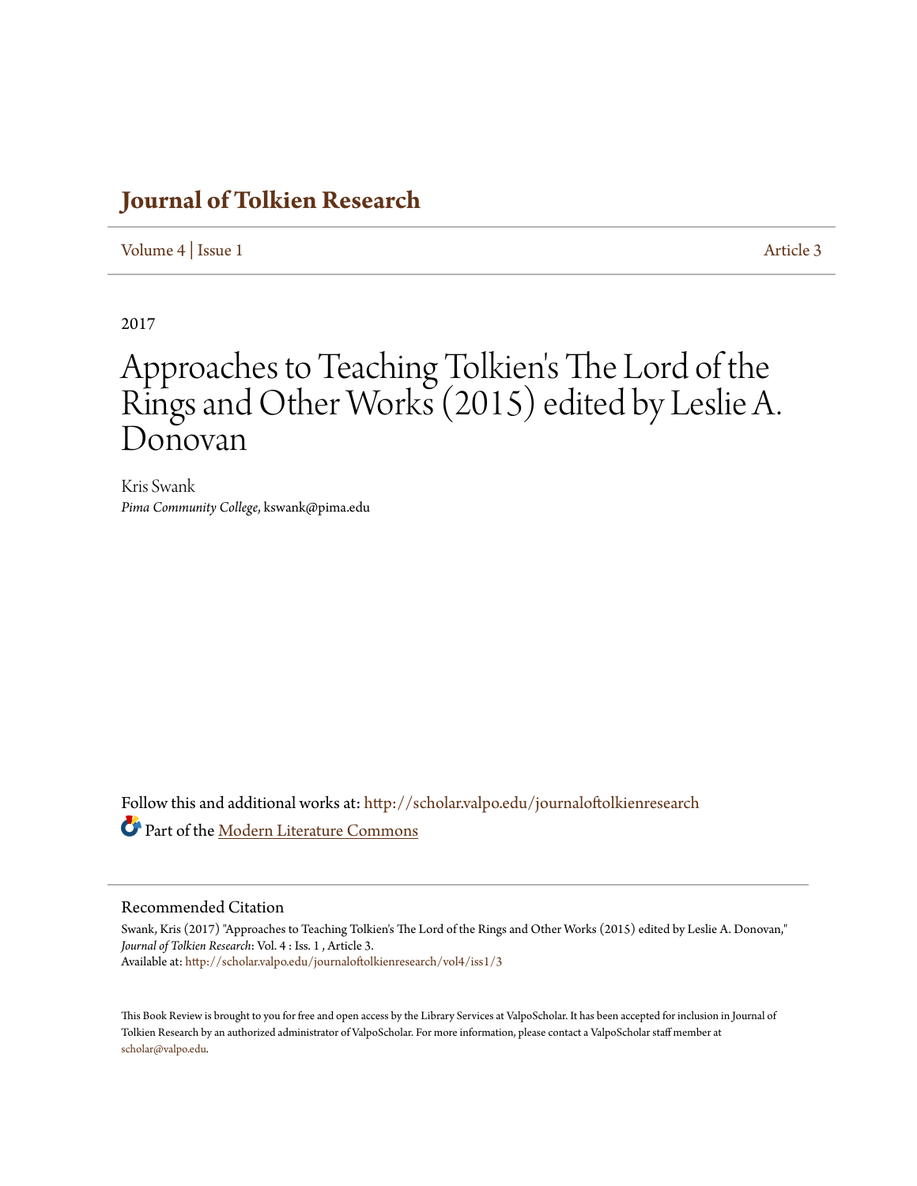# Journal of Tolkien Research

Volume 4 | Issue 1 Article 3

2017

# Approaches to Teaching Tolkien's The Lord of the Rings and Other Works (2015) edited by Leslie A. Donovan

Kris Swank
*Pima Community College*, kswank@pima.edu

Follow this and additional works at: http://scholar.valpo.edu/journaloftolkienresearch

Part of the Modern Literature Commons

## Recommended Citation

Swank, Kris (2017) "Approaches to Teaching Tolkien's The Lord of the Rings and Other Works (2015) edited by Leslie A. Donovan," *Journal of Tolkien Research*: Vol. 4 : Iss. 1 , Article 3.
Available at: http://scholar.valpo.edu/journaloftolkienresearch/vol4/iss1/3

This Book Review is brought to you for free and open access by the Library Services at ValpoScholar. It has been accepted for inclusion in Journal of Tolkien Research by an authorized administrator of ValpoScholar. For more information, please contact a ValpoScholar staff member at scholar@valpo.edu.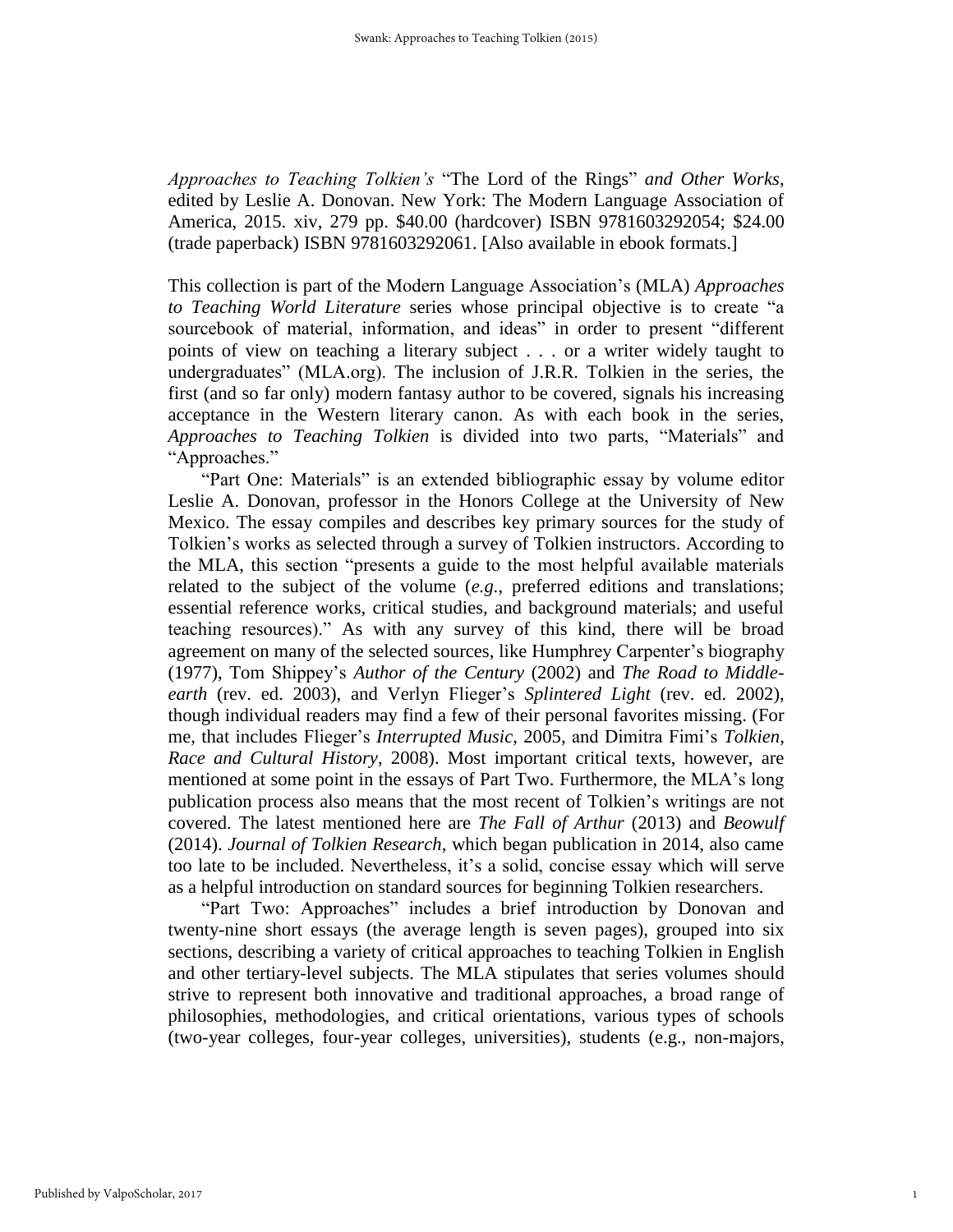*Approaches to Teaching Tolkien's* "The Lord of the Rings" *and Other Works*, edited by Leslie A. Donovan. New York: The Modern Language Association of America, 2015. xiv, 279 pp. $40.00 (hardcover) ISBN 9781603292054; $24.00 (trade paperback) ISBN 9781603292061. [Also available in ebook formats.]

This collection is part of the Modern Language Association's (MLA) *Approaches to Teaching World Literature* series whose principal objective is to create "a sourcebook of material, information, and ideas" in order to present "different points of view on teaching a literary subject . . . or a writer widely taught to undergraduates" (MLA.org). The inclusion of J.R.R. Tolkien in the series, the first (and so far only) modern fantasy author to be covered, signals his increasing acceptance in the Western literary canon. As with each book in the series, *Approaches to Teaching Tolkien* is divided into two parts, "Materials" and "Approaches."

"Part One: Materials" is an extended bibliographic essay by volume editor Leslie A. Donovan, professor in the Honors College at the University of New Mexico. The essay compiles and describes key primary sources for the study of Tolkien's works as selected through a survey of Tolkien instructors. According to the MLA, this section "presents a guide to the most helpful available materials related to the subject of the volume (*e.g.*, preferred editions and translations; essential reference works, critical studies, and background materials; and useful teaching resources)." As with any survey of this kind, there will be broad agreement on many of the selected sources, like Humphrey Carpenter's biography (1977), Tom Shippey's *Author of the Century* (2002) and *The Road to Middle-earth* (rev. ed. 2003), and Verlyn Flieger's *Splintered Light* (rev. ed. 2002), though individual readers may find a few of their personal favorites missing. (For me, that includes Flieger's *Interrupted Music*, 2005, and Dimitra Fimi's *Tolkien, Race and Cultural History*, 2008). Most important critical texts, however, are mentioned at some point in the essays of Part Two. Furthermore, the MLA's long publication process also means that the most recent of Tolkien's writings are not covered. The latest mentioned here are *The Fall of Arthur* (2013) and *Beowulf* (2014). *Journal of Tolkien Research*, which began publication in 2014, also came too late to be included. Nevertheless, it's a solid, concise essay which will serve as a helpful introduction on standard sources for beginning Tolkien researchers.

"Part Two: Approaches" includes a brief introduction by Donovan and twenty-nine short essays (the average length is seven pages), grouped into six sections, describing a variety of critical approaches to teaching Tolkien in English and other tertiary-level subjects. The MLA stipulates that series volumes should strive to represent both innovative and traditional approaches, a broad range of philosophies, methodologies, and critical orientations, various types of schools (two-year colleges, four-year colleges, universities), students (e.g., non-majors,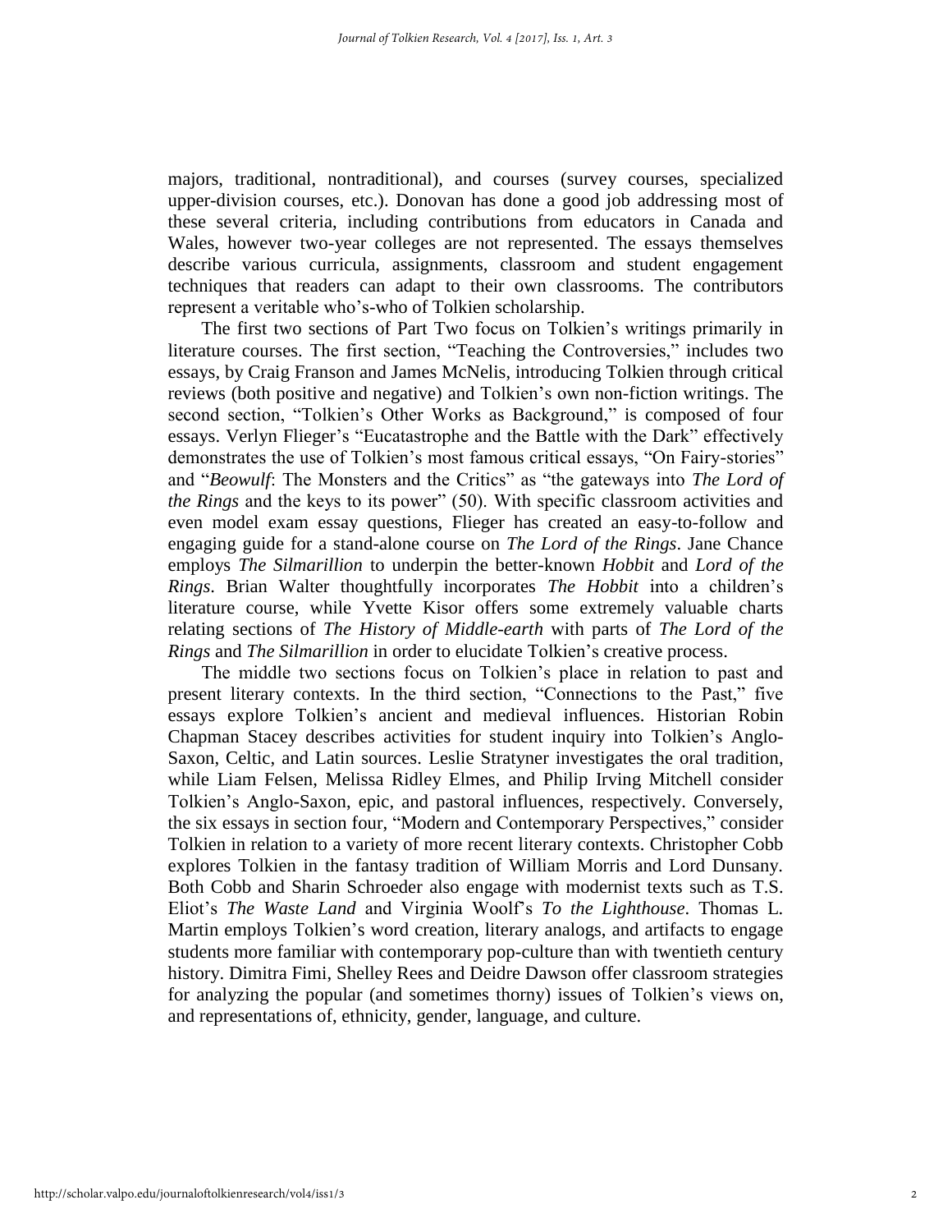majors, traditional, nontraditional), and courses (survey courses, specialized upper-division courses, etc.). Donovan has done a good job addressing most of these several criteria, including contributions from educators in Canada and Wales, however two-year colleges are not represented. The essays themselves describe various curricula, assignments, classroom and student engagement techniques that readers can adapt to their own classrooms. The contributors represent a veritable who's-who of Tolkien scholarship.

The first two sections of Part Two focus on Tolkien's writings primarily in literature courses. The first section, "Teaching the Controversies," includes two essays, by Craig Franson and James McNelis, introducing Tolkien through critical reviews (both positive and negative) and Tolkien's own non-fiction writings. The second section, "Tolkien's Other Works as Background," is composed of four essays. Verlyn Flieger's "Eucatastrophe and the Battle with the Dark" effectively demonstrates the use of Tolkien's most famous critical essays, "On Fairy-stories" and "*Beowulf*: The Monsters and the Critics" as "the gateways into *The Lord of the Rings* and the keys to its power" (50). With specific classroom activities and even model exam essay questions, Flieger has created an easy-to-follow and engaging guide for a stand-alone course on *The Lord of the Rings*. Jane Chance employs *The Silmarillion* to underpin the better-known *Hobbit* and *Lord of the Rings*. Brian Walter thoughtfully incorporates *The Hobbit* into a children's literature course, while Yvette Kisor offers some extremely valuable charts relating sections of *The History of Middle-earth* with parts of *The Lord of the Rings* and *The Silmarillion* in order to elucidate Tolkien's creative process.

The middle two sections focus on Tolkien's place in relation to past and present literary contexts. In the third section, "Connections to the Past," five essays explore Tolkien's ancient and medieval influences. Historian Robin Chapman Stacey describes activities for student inquiry into Tolkien's Anglo-Saxon, Celtic, and Latin sources. Leslie Stratyner investigates the oral tradition, while Liam Felsen, Melissa Ridley Elmes, and Philip Irving Mitchell consider Tolkien's Anglo-Saxon, epic, and pastoral influences, respectively. Conversely, the six essays in section four, "Modern and Contemporary Perspectives," consider Tolkien in relation to a variety of more recent literary contexts. Christopher Cobb explores Tolkien in the fantasy tradition of William Morris and Lord Dunsany. Both Cobb and Sharin Schroeder also engage with modernist texts such as T.S. Eliot's *The Waste Land* and Virginia Woolf's *To the Lighthouse*. Thomas L. Martin employs Tolkien's word creation, literary analogs, and artifacts to engage students more familiar with contemporary pop-culture than with twentieth century history. Dimitra Fimi, Shelley Rees and Deidre Dawson offer classroom strategies for analyzing the popular (and sometimes thorny) issues of Tolkien's views on, and representations of, ethnicity, gender, language, and culture.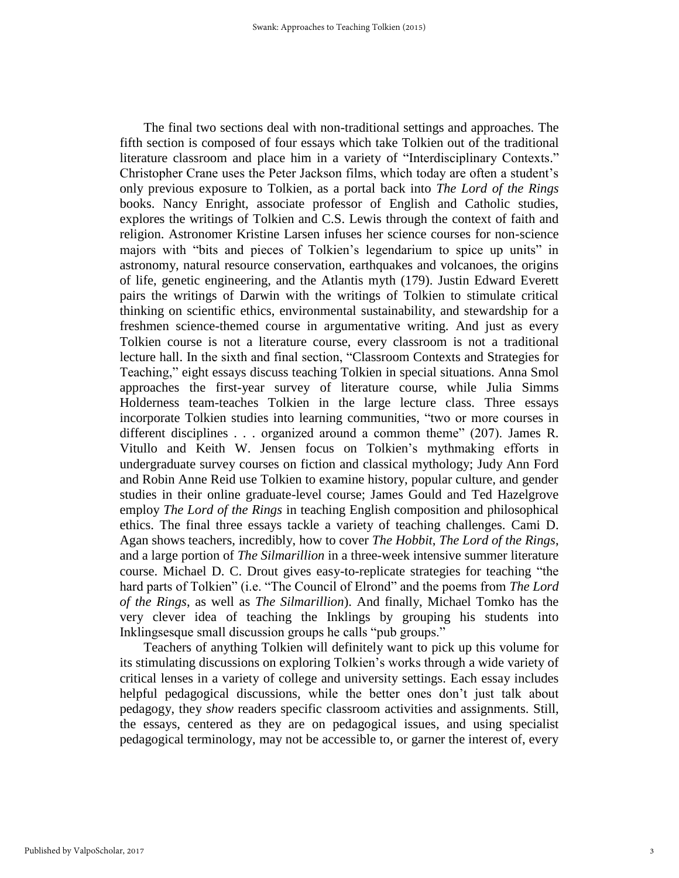The final two sections deal with non-traditional settings and approaches. The fifth section is composed of four essays which take Tolkien out of the traditional literature classroom and place him in a variety of "Interdisciplinary Contexts." Christopher Crane uses the Peter Jackson films, which today are often a student's only previous exposure to Tolkien, as a portal back into *The Lord of the Rings* books. Nancy Enright, associate professor of English and Catholic studies, explores the writings of Tolkien and C.S. Lewis through the context of faith and religion. Astronomer Kristine Larsen infuses her science courses for non-science majors with "bits and pieces of Tolkien's legendarium to spice up units" in astronomy, natural resource conservation, earthquakes and volcanoes, the origins of life, genetic engineering, and the Atlantis myth (179). Justin Edward Everett pairs the writings of Darwin with the writings of Tolkien to stimulate critical thinking on scientific ethics, environmental sustainability, and stewardship for a freshmen science-themed course in argumentative writing. And just as every Tolkien course is not a literature course, every classroom is not a traditional lecture hall. In the sixth and final section, "Classroom Contexts and Strategies for Teaching," eight essays discuss teaching Tolkien in special situations. Anna Smol approaches the first-year survey of literature course, while Julia Simms Holderness team-teaches Tolkien in the large lecture class. Three essays incorporate Tolkien studies into learning communities, "two or more courses in different disciplines . . . organized around a common theme" (207). James R. Vitullo and Keith W. Jensen focus on Tolkien's mythmaking efforts in undergraduate survey courses on fiction and classical mythology; Judy Ann Ford and Robin Anne Reid use Tolkien to examine history, popular culture, and gender studies in their online graduate-level course; James Gould and Ted Hazelgrove employ *The Lord of the Rings* in teaching English composition and philosophical ethics. The final three essays tackle a variety of teaching challenges. Cami D. Agan shows teachers, incredibly, how to cover *The Hobbit*, *The Lord of the Rings*, and a large portion of *The Silmarillion* in a three-week intensive summer literature course. Michael D. C. Drout gives easy-to-replicate strategies for teaching "the hard parts of Tolkien" (i.e. "The Council of Elrond" and the poems from *The Lord of the Rings*, as well as *The Silmarillion*). And finally, Michael Tomko has the very clever idea of teaching the Inklings by grouping his students into Inklingsesque small discussion groups he calls "pub groups."

Teachers of anything Tolkien will definitely want to pick up this volume for its stimulating discussions on exploring Tolkien's works through a wide variety of critical lenses in a variety of college and university settings. Each essay includes helpful pedagogical discussions, while the better ones don't just talk about pedagogy, they *show* readers specific classroom activities and assignments. Still, the essays, centered as they are on pedagogical issues, and using specialist pedagogical terminology, may not be accessible to, or garner the interest of, every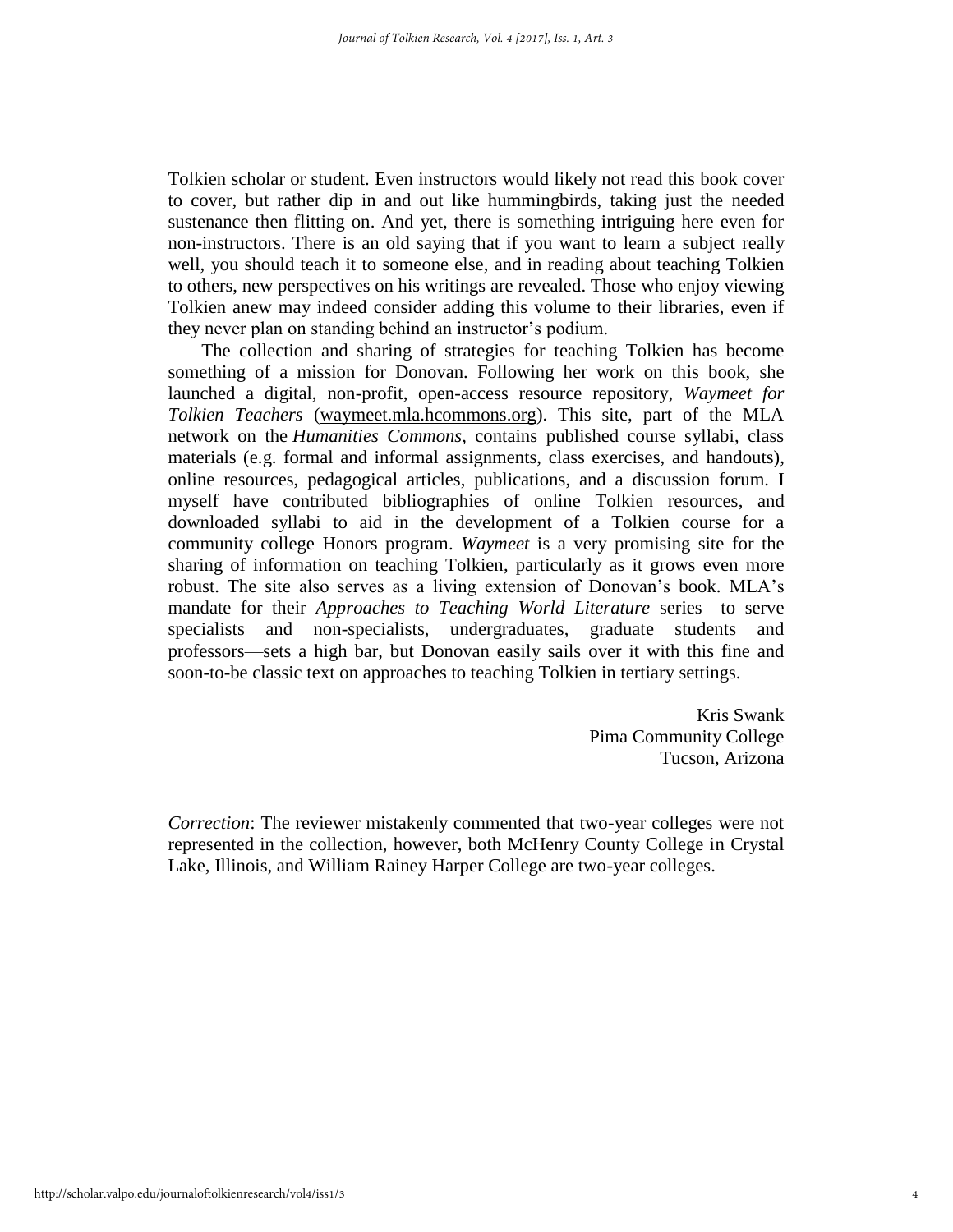Tolkien scholar or student. Even instructors would likely not read this book cover to cover, but rather dip in and out like hummingbirds, taking just the needed sustenance then flitting on. And yet, there is something intriguing here even for non-instructors. There is an old saying that if you want to learn a subject really well, you should teach it to someone else, and in reading about teaching Tolkien to others, new perspectives on his writings are revealed. Those who enjoy viewing Tolkien anew may indeed consider adding this volume to their libraries, even if they never plan on standing behind an instructor's podium.

The collection and sharing of strategies for teaching Tolkien has become something of a mission for Donovan. Following her work on this book, she launched a digital, non-profit, open-access resource repository, *Waymeet for Tolkien Teachers* (waymeet.mla.hcommons.org). This site, part of the MLA network on the *Humanities Commons*, contains published course syllabi, class materials (e.g. formal and informal assignments, class exercises, and handouts), online resources, pedagogical articles, publications, and a discussion forum. I myself have contributed bibliographies of online Tolkien resources, and downloaded syllabi to aid in the development of a Tolkien course for a community college Honors program. *Waymeet* is a very promising site for the sharing of information on teaching Tolkien, particularly as it grows even more robust. The site also serves as a living extension of Donovan's book. MLA's mandate for their *Approaches to Teaching World Literature* series—to serve specialists and non-specialists, undergraduates, graduate students and professors—sets a high bar, but Donovan easily sails over it with this fine and soon-to-be classic text on approaches to teaching Tolkien in tertiary settings.

Kris Swank
Pima Community College
Tucson, Arizona

*Correction*: The reviewer mistakenly commented that two-year colleges were not represented in the collection, however, both McHenry County College in Crystal Lake, Illinois, and William Rainey Harper College are two-year colleges.